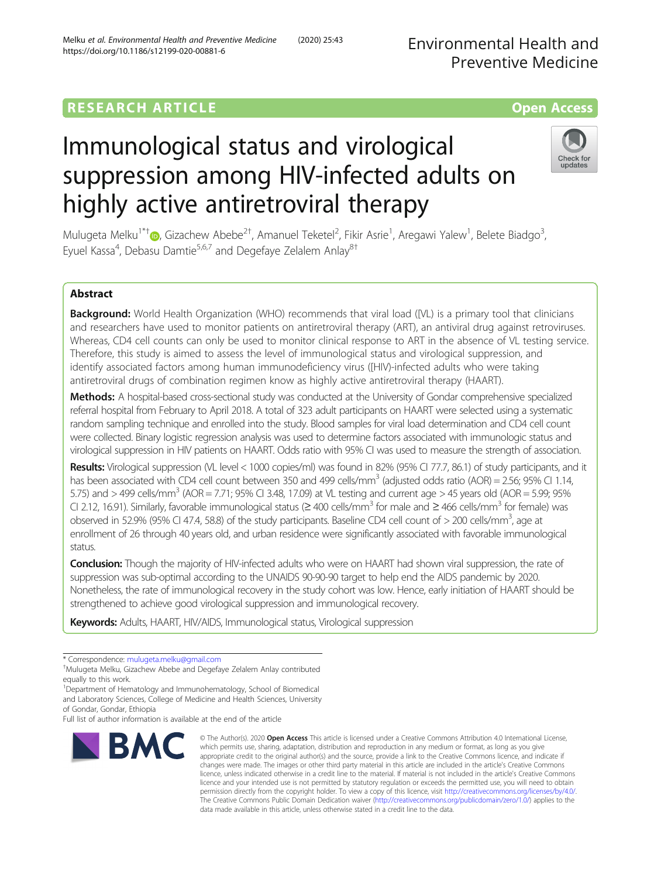RESEARCH ARTICLE

Open Access

# Immunological status and virological suppression among HIV-infected adults on highly active antiretroviral therapy

Mulugeta Melku[1*†], Gizachew Abebe[2†], Amanuel Teketel[2], Fikir Asrie[1], Aregawi Yalew[1], Belete Biadgo[3], Eyuel Kassa[4], Debasu Damtie[5,6,7] and Degefaye Zelalem Anlay[8†]

## Abstract

**Background:** World Health Organization (WHO) recommends that viral load ([VL) is a primary tool that clinicians and researchers have used to monitor patients on antiretroviral therapy (ART), an antiviral drug against retroviruses. Whereas, CD4 cell counts can only be used to monitor clinical response to ART in the absence of VL testing service. Therefore, this study is aimed to assess the level of immunological status and virological suppression, and identify associated factors among human immunodeficiency virus ([HIV)-infected adults who were taking antiretroviral drugs of combination regimen know as highly active antiretroviral therapy (HAART).

**Methods:** A hospital-based cross-sectional study was conducted at the University of Gondar comprehensive specialized referral hospital from February to April 2018. A total of 323 adult participants on HAART were selected using a systematic random sampling technique and enrolled into the study. Blood samples for viral load determination and CD4 cell count were collected. Binary logistic regression analysis was used to determine factors associated with immunologic status and virological suppression in HIV patients on HAART. Odds ratio with 95% CI was used to measure the strength of association.

**Results:** Virological suppression (VL level < 1000 copies/ml) was found in 82% (95% CI 77.7, 86.1) of study participants, and it has been associated with CD4 cell count between 350 and 499 cells/mm$^3$ (adjusted odds ratio (AOR) = 2.56; 95% CI 1.14, 5.75) and > 499 cells/mm$^3$ (AOR = 7.71; 95% CI 3.48, 17.09) at VL testing and current age > 45 years old (AOR = 5.99; 95% CI 2.12, 16.91). Similarly, favorable immunological status (≥ 400 cells/mm$^3$ for male and ≥ 466 cells/mm$^3$ for female) was observed in 52.9% (95% CI 47.4, 58.8) of the study participants. Baseline CD4 cell count of > 200 cells/mm$^3$, age at enrollment of 26 through 40 years old, and urban residence were significantly associated with favorable immunological status.

**Conclusion:** Though the majority of HIV-infected adults who were on HAART had shown viral suppression, the rate of suppression was sub-optimal according to the UNAIDS 90-90-90 target to help end the AIDS pandemic by 2020. Nonetheless, the rate of immunological recovery in the study cohort was low. Hence, early initiation of HAART should be strengthened to achieve good virological suppression and immunological recovery.

**Keywords:** Adults, HAART, HIV/AIDS, Immunological status, Virological suppression

---

\* Correspondence: mulugeta.melku@gmail.com

†Mulugeta Melku, Gizachew Abebe and Degefaye Zelalem Anlay contributed equally to this work.

[1]Department of Hematology and Immunohematology, School of Biomedical and Laboratory Sciences, College of Medicine and Health Sciences, University of Gondar, Gondar, Ethiopia

Full list of author information is available at the end of the article

© The Author(s). 2020 **Open Access** This article is licensed under a Creative Commons Attribution 4.0 International License, which permits use, sharing, adaptation, distribution and reproduction in any medium or format, as long as you give appropriate credit to the original author(s) and the source, provide a link to the Creative Commons licence, and indicate if changes were made. The images or other third party material in this article are included in the article's Creative Commons licence, unless indicated otherwise in a credit line to the material. If material is not included in the article's Creative Commons licence and your intended use is not permitted by statutory regulation or exceeds the permitted use, you will need to obtain permission directly from the copyright holder. To view a copy of this licence, visit http://creativecommons.org/licenses/by/4.0/. The Creative Commons Public Domain Dedication waiver (http://creativecommons.org/publicdomain/zero/1.0/) applies to the data made available in this article, unless otherwise stated in a credit line to the data.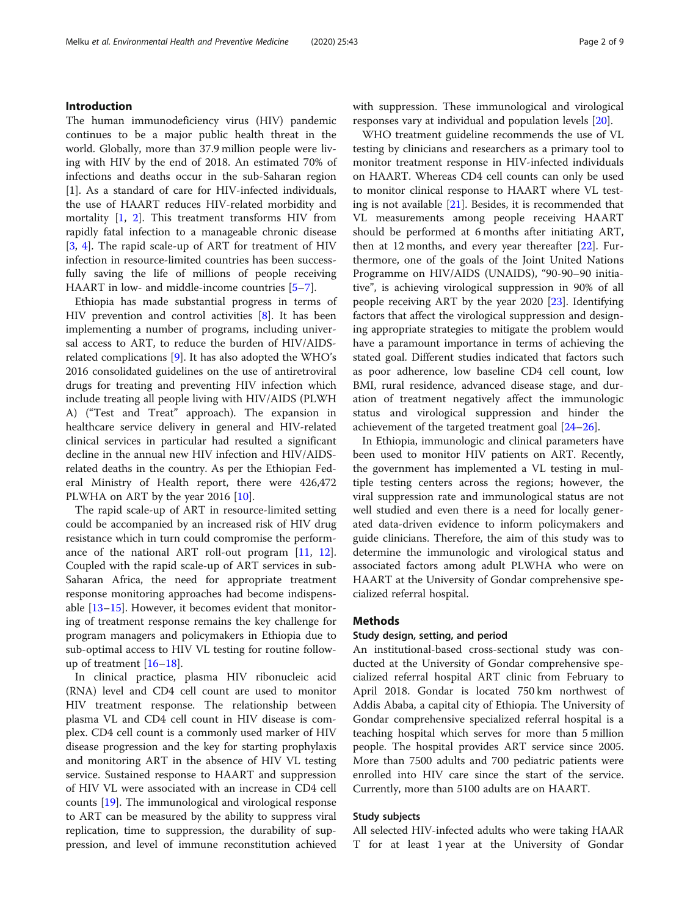## Introduction

The human immunodeficiency virus (HIV) pandemic continues to be a major public health threat in the world. Globally, more than 37.9 million people were living with HIV by the end of 2018. An estimated 70% of infections and deaths occur in the sub-Saharan region [1]. As a standard of care for HIV-infected individuals, the use of HAART reduces HIV-related morbidity and mortality [1, 2]. This treatment transforms HIV from rapidly fatal infection to a manageable chronic disease [3, 4]. The rapid scale-up of ART for treatment of HIV infection in resource-limited countries has been successfully saving the life of millions of people receiving HAART in low- and middle-income countries [5–7].

Ethiopia has made substantial progress in terms of HIV prevention and control activities [8]. It has been implementing a number of programs, including universal access to ART, to reduce the burden of HIV/AIDS-related complications [9]. It has also adopted the WHO's 2016 consolidated guidelines on the use of antiretroviral drugs for treating and preventing HIV infection which include treating all people living with HIV/AIDS (PLWHA) ("Test and Treat" approach). The expansion in healthcare service delivery in general and HIV-related clinical services in particular had resulted a significant decline in the annual new HIV infection and HIV/AIDS-related deaths in the country. As per the Ethiopian Federal Ministry of Health report, there were 426,472 PLWHA on ART by the year 2016 [10].

The rapid scale-up of ART in resource-limited setting could be accompanied by an increased risk of HIV drug resistance which in turn could compromise the performance of the national ART roll-out program [11, 12]. Coupled with the rapid scale-up of ART services in sub-Saharan Africa, the need for appropriate treatment response monitoring approaches had become indispensable [13–15]. However, it becomes evident that monitoring of treatment response remains the key challenge for program managers and policymakers in Ethiopia due to sub-optimal access to HIV VL testing for routine follow-up of treatment [16–18].

In clinical practice, plasma HIV ribonucleic acid (RNA) level and CD4 cell count are used to monitor HIV treatment response. The relationship between plasma VL and CD4 cell count in HIV disease is complex. CD4 cell count is a commonly used marker of HIV disease progression and the key for starting prophylaxis and monitoring ART in the absence of HIV VL testing service. Sustained response to HAART and suppression of HIV VL were associated with an increase in CD4 cell counts [19]. The immunological and virological response to ART can be measured by the ability to suppress viral replication, time to suppression, the durability of suppression, and level of immune reconstitution achieved with suppression. These immunological and virological responses vary at individual and population levels [20].

WHO treatment guideline recommends the use of VL testing by clinicians and researchers as a primary tool to monitor treatment response in HIV-infected individuals on HAART. Whereas CD4 cell counts can only be used to monitor clinical response to HAART where VL testing is not available [21]. Besides, it is recommended that VL measurements among people receiving HAART should be performed at 6 months after initiating ART, then at 12 months, and every year thereafter [22]. Furthermore, one of the goals of the Joint United Nations Programme on HIV/AIDS (UNAIDS), "90-90–90 initiative", is achieving virological suppression in 90% of all people receiving ART by the year 2020 [23]. Identifying factors that affect the virological suppression and designing appropriate strategies to mitigate the problem would have a paramount importance in terms of achieving the stated goal. Different studies indicated that factors such as poor adherence, low baseline CD4 cell count, low BMI, rural residence, advanced disease stage, and duration of treatment negatively affect the immunologic status and virological suppression and hinder the achievement of the targeted treatment goal [24–26].

In Ethiopia, immunologic and clinical parameters have been used to monitor HIV patients on ART. Recently, the government has implemented a VL testing in multiple testing centers across the regions; however, the viral suppression rate and immunological status are not well studied and even there is a need for locally generated data-driven evidence to inform policymakers and guide clinicians. Therefore, the aim of this study was to determine the immunologic and virological status and associated factors among adult PLWHA who were on HAART at the University of Gondar comprehensive specialized referral hospital.

## Methods

### Study design, setting, and period

An institutional-based cross-sectional study was conducted at the University of Gondar comprehensive specialized referral hospital ART clinic from February to April 2018. Gondar is located 750 km northwest of Addis Ababa, a capital city of Ethiopia. The University of Gondar comprehensive specialized referral hospital is a teaching hospital which serves for more than 5 million people. The hospital provides ART service since 2005. More than 7500 adults and 700 pediatric patients were enrolled into HIV care since the start of the service. Currently, more than 5100 adults are on HAART.

### Study subjects

All selected HIV-infected adults who were taking HAART for at least 1 year at the University of Gondar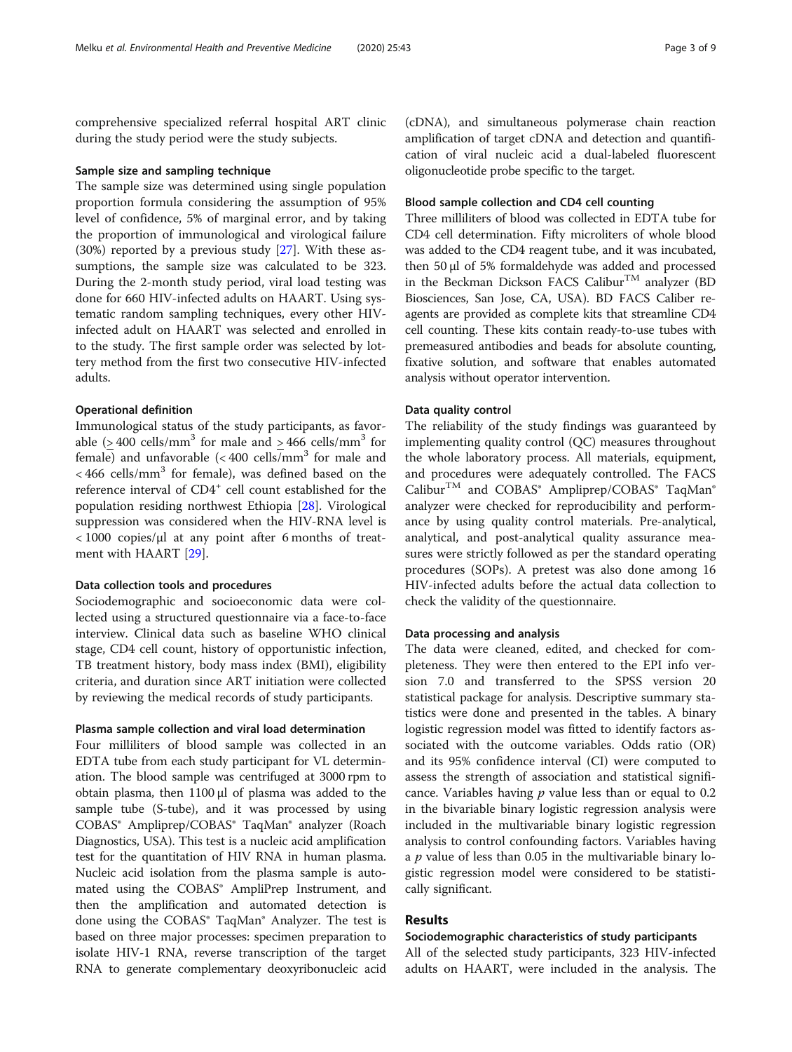comprehensive specialized referral hospital ART clinic during the study period were the study subjects.

### Sample size and sampling technique

The sample size was determined using single population proportion formula considering the assumption of 95% level of confidence, 5% of marginal error, and by taking the proportion of immunological and virological failure (30%) reported by a previous study [27]. With these assumptions, the sample size was calculated to be 323. During the 2-month study period, viral load testing was done for 660 HIV-infected adults on HAART. Using systematic random sampling techniques, every other HIV-infected adult on HAART was selected and enrolled in to the study. The first sample order was selected by lottery method from the first two consecutive HIV-infected adults.

### Operational definition

Immunological status of the study participants, as favorable ($\geq$ 400 cells/mm$^3$ for male and $\geq$ 466 cells/mm$^3$ for female) and unfavorable (< 400 cells/mm$^3$ for male and < 466 cells/mm$^3$ for female), was defined based on the reference interval of CD4$^+$ cell count established for the population residing northwest Ethiopia [28]. Virological suppression was considered when the HIV-RNA level is < 1000 copies/μl at any point after 6 months of treatment with HAART [29].

### Data collection tools and procedures

Sociodemographic and socioeconomic data were collected using a structured questionnaire via a face-to-face interview. Clinical data such as baseline WHO clinical stage, CD4 cell count, history of opportunistic infection, TB treatment history, body mass index (BMI), eligibility criteria, and duration since ART initiation were collected by reviewing the medical records of study participants.

### Plasma sample collection and viral load determination

Four milliliters of blood sample was collected in an EDTA tube from each study participant for VL determination. The blood sample was centrifuged at 3000 rpm to obtain plasma, then 1100 μl of plasma was added to the sample tube (S-tube), and it was processed by using COBAS® Ampliprep/COBAS® TaqMan® analyzer (Roach Diagnostics, USA). This test is a nucleic acid amplification test for the quantitation of HIV RNA in human plasma. Nucleic acid isolation from the plasma sample is automated using the COBAS® AmpliPrep Instrument, and then the amplification and automated detection is done using the COBAS® TaqMan® Analyzer. The test is based on three major processes: specimen preparation to isolate HIV-1 RNA, reverse transcription of the target RNA to generate complementary deoxyribonucleic acid (cDNA), and simultaneous polymerase chain reaction amplification of target cDNA and detection and quantification of viral nucleic acid a dual-labeled fluorescent oligonucleotide probe specific to the target.

### Blood sample collection and CD4 cell counting

Three milliliters of blood was collected in EDTA tube for CD4 cell determination. Fifty microliters of whole blood was added to the CD4 reagent tube, and it was incubated, then 50 μl of 5% formaldehyde was added and processed in the Beckman Dickson FACS Calibur™ analyzer (BD Biosciences, San Jose, CA, USA). BD FACS Caliber reagents are provided as complete kits that streamline CD4 cell counting. These kits contain ready-to-use tubes with premeasured antibodies and beads for absolute counting, fixative solution, and software that enables automated analysis without operator intervention.

### Data quality control

The reliability of the study findings was guaranteed by implementing quality control (QC) measures throughout the whole laboratory process. All materials, equipment, and procedures were adequately controlled. The FACS Calibur™ and COBAS® Ampliprep/COBAS® TaqMan® analyzer were checked for reproducibility and performance by using quality control materials. Pre-analytical, analytical, and post-analytical quality assurance measures were strictly followed as per the standard operating procedures (SOPs). A pretest was also done among 16 HIV-infected adults before the actual data collection to check the validity of the questionnaire.

### Data processing and analysis

The data were cleaned, edited, and checked for completeness. They were then entered to the EPI info version 7.0 and transferred to the SPSS version 20 statistical package for analysis. Descriptive summary statistics were done and presented in the tables. A binary logistic regression model was fitted to identify factors associated with the outcome variables. Odds ratio (OR) and its 95% confidence interval (CI) were computed to assess the strength of association and statistical significance. Variables having $p$ value less than or equal to 0.2 in the bivariable binary logistic regression analysis were included in the multivariable binary logistic regression analysis to control confounding factors. Variables having a $p$ value of less than 0.05 in the multivariable binary logistic regression model were considered to be statistically significant.

## Results

### Sociodemographic characteristics of study participants

All of the selected study participants, 323 HIV-infected adults on HAART, were included in the analysis. The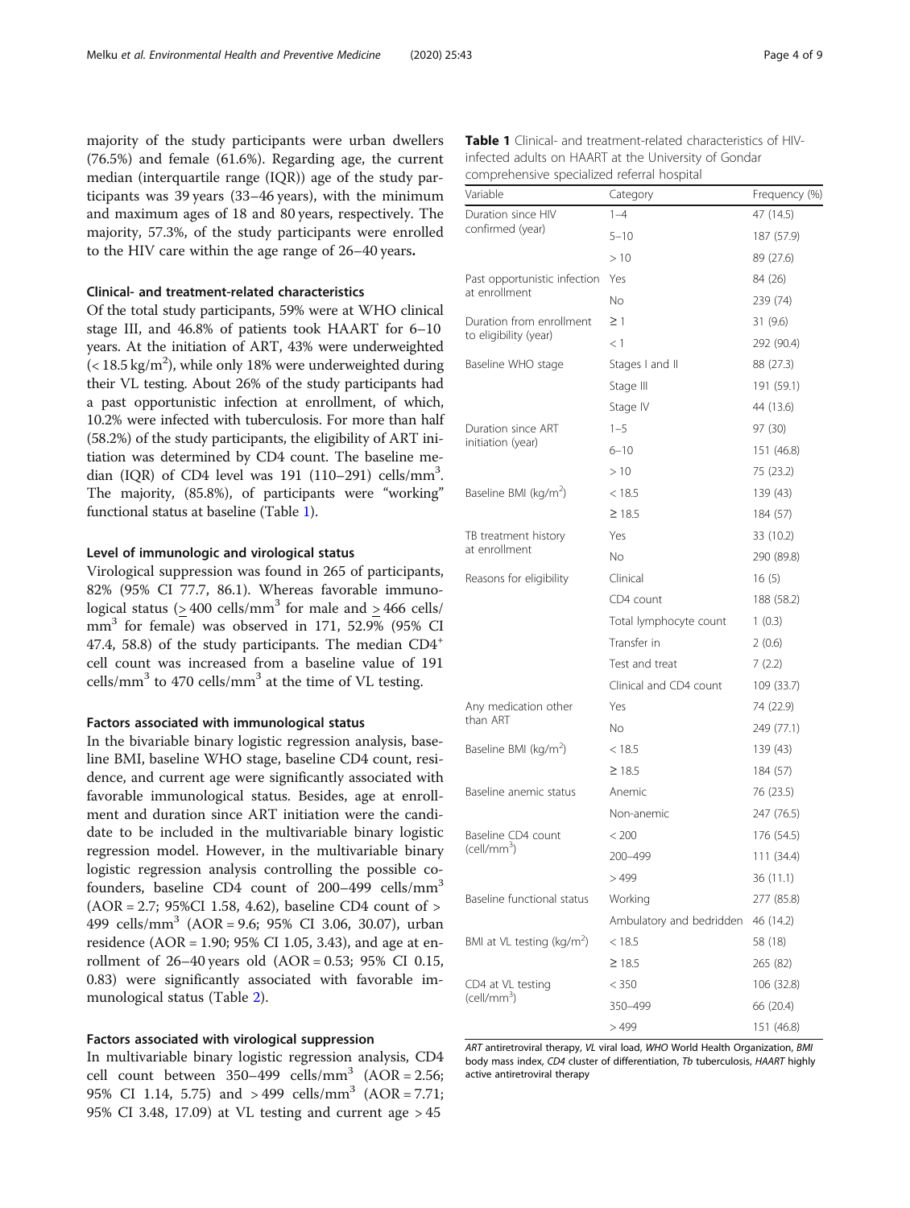majority of the study participants were urban dwellers (76.5%) and female (61.6%). Regarding age, the current median (interquartile range (IQR)) age of the study participants was 39 years (33–46 years), with the minimum and maximum ages of 18 and 80 years, respectively. The majority, 57.3%, of the study participants were enrolled to the HIV care within the age range of 26–40 years.

### Clinical- and treatment-related characteristics

Of the total study participants, 59% were at WHO clinical stage III, and 46.8% of patients took HAART for 6–10 years. At the initiation of ART, 43% were underweighted (< 18.5 kg/m$^2$), while only 18% were underweighted during their VL testing. About 26% of the study participants had a past opportunistic infection at enrollment, of which, 10.2% were infected with tuberculosis. For more than half (58.2%) of the study participants, the eligibility of ART initiation was determined by CD4 count. The baseline median (IQR) of CD4 level was 191 (110–291) cells/mm$^3$. The majority, (85.8%), of participants were "working" functional status at baseline (Table 1).

### Level of immunologic and virological status

Virological suppression was found in 265 of participants, 82% (95% CI 77.7, 86.1). Whereas favorable immunological status ($\geq$ 400 cells/mm$^3$ for male and $\geq$ 466 cells/mm$^3$ for female) was observed in 171, 52.9% (95% CI 47.4, 58.8) of the study participants. The median CD4$^+$ cell count was increased from a baseline value of 191 cells/mm$^3$ to 470 cells/mm$^3$ at the time of VL testing.

### Factors associated with immunological status

In the bivariable binary logistic regression analysis, baseline BMI, baseline WHO stage, baseline CD4 count, residence, and current age were significantly associated with favorable immunological status. Besides, age at enrollment and duration since ART initiation were the candidate to be included in the multivariable binary logistic regression model. However, in the multivariable binary logistic regression analysis controlling the possible co-founders, baseline CD4 count of 200–499 cells/mm$^3$ (AOR = 2.7; 95%CI 1.58, 4.62), baseline CD4 count of > 499 cells/mm$^3$ (AOR = 9.6; 95% CI 3.06, 30.07), urban residence (AOR = 1.90; 95% CI 1.05, 3.43), and age at enrollment of 26–40 years old (AOR = 0.53; 95% CI 0.15, 0.83) were significantly associated with favorable immunological status (Table 2).

### Factors associated with virological suppression

In multivariable binary logistic regression analysis, CD4 cell count between 350–499 cells/mm$^3$ (AOR = 2.56; 95% CI 1.14, 5.75) and > 499 cells/mm$^3$ (AOR = 7.71; 95% CI 3.48, 17.09) at VL testing and current age > 45

**Table 1** Clinical- and treatment-related characteristics of HIV-infected adults on HAART at the University of Gondar comprehensive specialized referral hospital

| Variable | Category | Frequency (%) |
|---|---|---|
| Duration since HIV confirmed (year) | 1–4 | 47 (14.5) |
| | 5–10 | 187 (57.9) |
| | > 10 | 89 (27.6) |
| Past opportunistic infection at enrollment | Yes | 84 (26) |
| | No | 239 (74) |
| Duration from enrollment to eligibility (year) | ≥ 1 | 31 (9.6) |
| | < 1 | 292 (90.4) |
| Baseline WHO stage | Stages I and II | 88 (27.3) |
| | Stage III | 191 (59.1) |
| | Stage IV | 44 (13.6) |
| Duration since ART initiation (year) | 1–5 | 97 (30) |
| | 6–10 | 151 (46.8) |
| | > 10 | 75 (23.2) |
| Baseline BMI (kg/m$^2$) | < 18.5 | 139 (43) |
| | ≥ 18.5 | 184 (57) |
| TB treatment history at enrollment | Yes | 33 (10.2) |
| | No | 290 (89.8) |
| Reasons for eligibility | Clinical | 16 (5) |
| | CD4 count | 188 (58.2) |
| | Total lymphocyte count | 1 (0.3) |
| | Transfer in | 2 (0.6) |
| | Test and treat | 7 (2.2) |
| | Clinical and CD4 count | 109 (33.7) |
| Any medication other than ART | Yes | 74 (22.9) |
| | No | 249 (77.1) |
| Baseline BMI (kg/m$^2$) | < 18.5 | 139 (43) |
| | ≥ 18.5 | 184 (57) |
| Baseline anemic status | Anemic | 76 (23.5) |
| | Non-anemic | 247 (76.5) |
| Baseline CD4 count (cell/mm$^3$) | < 200 | 176 (54.5) |
| | 200–499 | 111 (34.4) |
| | > 499 | 36 (11.1) |
| Baseline functional status | Working | 277 (85.8) |
| | Ambulatory and bedridden | 46 (14.2) |
| BMI at VL testing (kg/m$^2$) | < 18.5 | 58 (18) |
| | ≥ 18.5 | 265 (82) |
| CD4 at VL testing (cell/mm$^3$) | < 350 | 106 (32.8) |
| | 350–499 | 66 (20.4) |
| | > 499 | 151 (46.8) |

*ART* antiretroviral therapy, *VL* viral load, *WHO* World Health Organization, *BMI* body mass index, *CD4* cluster of differentiation, *Tb* tuberculosis, *HAART* highly active antiretroviral therapy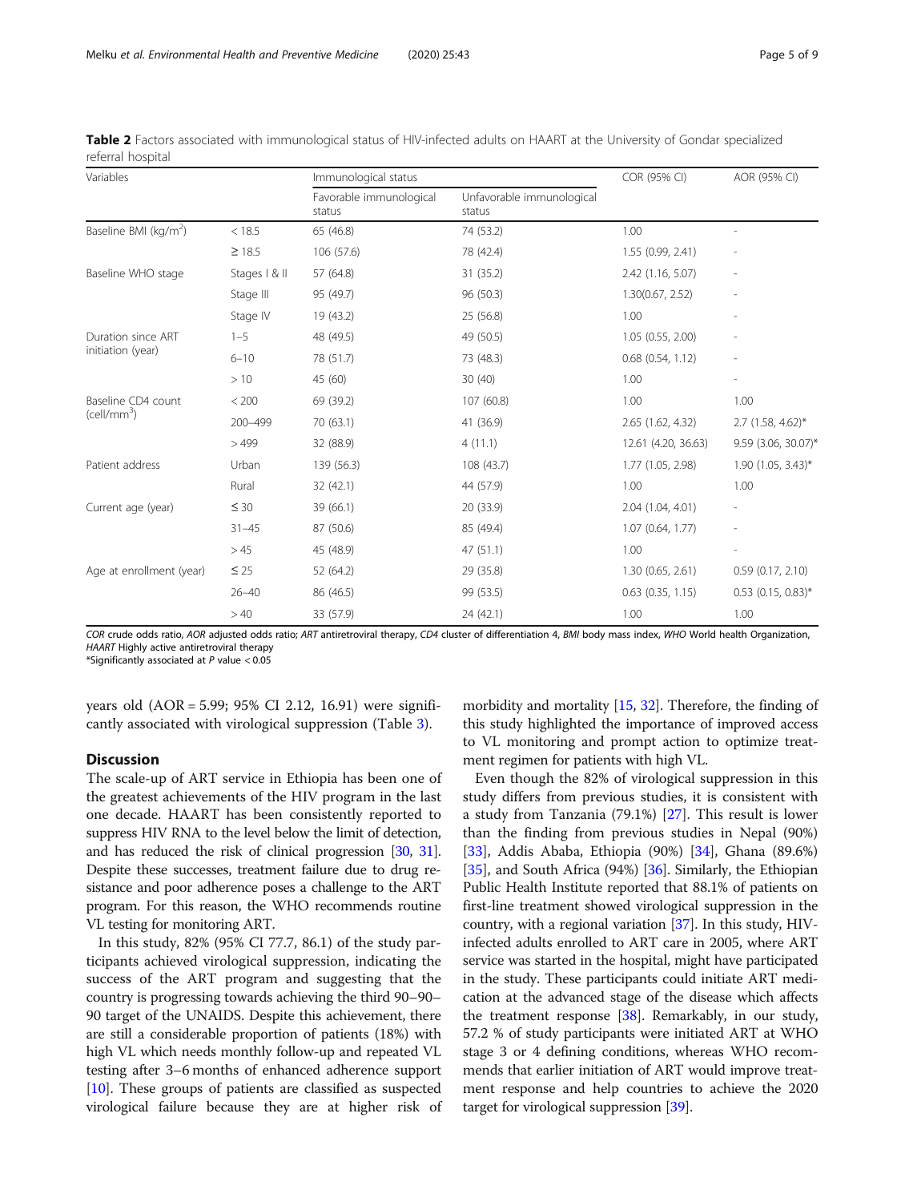**Table 2** Factors associated with immunological status of HIV-infected adults on HAART at the University of Gondar specialized referral hospital

| Variables | | Immunological status | | COR (95% CI) | AOR (95% CI) |
|---|---|---|---|---|---|
| | | Favorable immunological status | Unfavorable immunological status | | |
| Baseline BMI (kg/m$^2$) | < 18.5 | 65 (46.8) | 74 (53.2) | 1.00 | - |
| | ≥ 18.5 | 106 (57.6) | 78 (42.4) | 1.55 (0.99, 2.41) | - |
| Baseline WHO stage | Stages I & II | 57 (64.8) | 31 (35.2) | 2.42 (1.16, 5.07) | - |
| | Stage III | 95 (49.7) | 96 (50.3) | 1.30(0.67, 2.52) | - |
| | Stage IV | 19 (43.2) | 25 (56.8) | 1.00 | - |
| Duration since ART initiation (year) | 1–5 | 48 (49.5) | 49 (50.5) | 1.05 (0.55, 2.00) | - |
| | 6–10 | 78 (51.7) | 73 (48.3) | 0.68 (0.54, 1.12) | - |
| | > 10 | 45 (60) | 30 (40) | 1.00 | - |
| Baseline CD4 count (cell/mm$^3$) | < 200 | 69 (39.2) | 107 (60.8) | 1.00 | 1.00 |
| | 200–499 | 70 (63.1) | 41 (36.9) | 2.65 (1.62, 4.32) | 2.7 (1.58, 4.62)* |
| | > 499 | 32 (88.9) | 4 (11.1) | 12.61 (4.20, 36.63) | 9.59 (3.06, 30.07)* |
| Patient address | Urban | 139 (56.3) | 108 (43.7) | 1.77 (1.05, 2.98) | 1.90 (1.05, 3.43)* |
| | Rural | 32 (42.1) | 44 (57.9) | 1.00 | 1.00 |
| Current age (year) | ≤ 30 | 39 (66.1) | 20 (33.9) | 2.04 (1.04, 4.01) | - |
| | 31–45 | 87 (50.6) | 85 (49.4) | 1.07 (0.64, 1.77) | - |
| | > 45 | 45 (48.9) | 47 (51.1) | 1.00 | - |
| Age at enrollment (year) | ≤ 25 | 52 (64.2) | 29 (35.8) | 1.30 (0.65, 2.61) | 0.59 (0.17, 2.10) |
| | 26–40 | 86 (46.5) | 99 (53.5) | 0.63 (0.35, 1.15) | 0.53 (0.15, 0.83)* |
| | > 40 | 33 (57.9) | 24 (42.1) | 1.00 | 1.00 |

*COR* crude odds ratio, *AOR* adjusted odds ratio; *ART* antiretroviral therapy, *CD4* cluster of differentiation 4, *BMI* body mass index, *WHO* World health Organization, *HAART* Highly active antiretroviral therapy
*Significantly associated at $P$ value < 0.05

years old (AOR = 5.99; 95% CI 2.12, 16.91) were significantly associated with virological suppression (Table 3).

## Discussion

The scale-up of ART service in Ethiopia has been one of the greatest achievements of the HIV program in the last one decade. HAART has been consistently reported to suppress HIV RNA to the level below the limit of detection, and has reduced the risk of clinical progression [30, 31]. Despite these successes, treatment failure due to drug resistance and poor adherence poses a challenge to the ART program. For this reason, the WHO recommends routine VL testing for monitoring ART.

In this study, 82% (95% CI 77.7, 86.1) of the study participants achieved virological suppression, indicating the success of the ART program and suggesting that the country is progressing towards achieving the third 90–90–90 target of the UNAIDS. Despite this achievement, there are still a considerable proportion of patients (18%) with high VL which needs monthly follow-up and repeated VL testing after 3–6 months of enhanced adherence support [10]. These groups of patients are classified as suspected virological failure because they are at higher risk of morbidity and mortality [15, 32]. Therefore, the finding of this study highlighted the importance of improved access to VL monitoring and prompt action to optimize treatment regimen for patients with high VL.

Even though the 82% of virological suppression in this study differs from previous studies, it is consistent with a study from Tanzania (79.1%) [27]. This result is lower than the finding from previous studies in Nepal (90%) [33], Addis Ababa, Ethiopia (90%) [34], Ghana (89.6%) [35], and South Africa (94%) [36]. Similarly, the Ethiopian Public Health Institute reported that 88.1% of patients on first-line treatment showed virological suppression in the country, with a regional variation [37]. In this study, HIV-infected adults enrolled to ART care in 2005, where ART service was started in the hospital, might have participated in the study. These participants could initiate ART medication at the advanced stage of the disease which affects the treatment response [38]. Remarkably, in our study, 57.2 % of study participants were initiated ART at WHO stage 3 or 4 defining conditions, whereas WHO recommends that earlier initiation of ART would improve treatment response and help countries to achieve the 2020 target for virological suppression [39].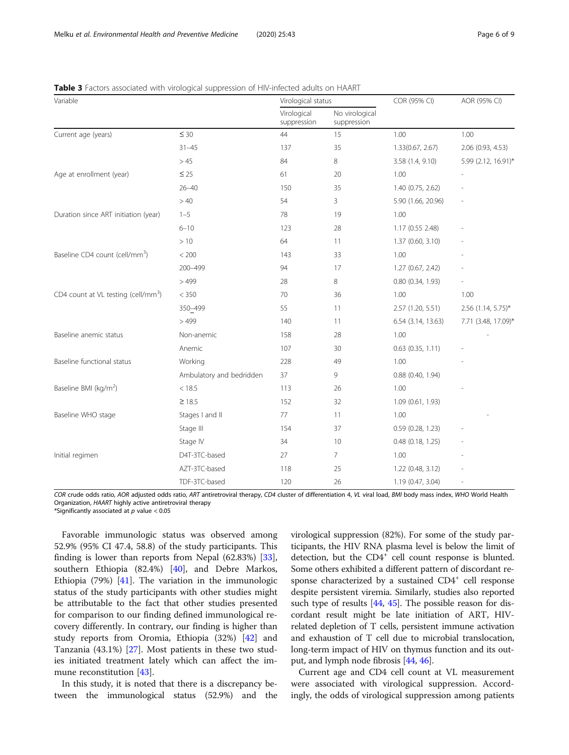**Table 3** Factors associated with virological suppression of HIV-infected adults on HAART

| Variable | | Virological status | | COR (95% CI) | AOR (95% CI) |
|---|---|---|---|---|---|
| | | Virological suppression | No virological suppression | | |
| Current age (years) | ≤ 30 | 44 | 15 | 1.00 | 1.00 |
| | 31–45 | 137 | 35 | 1.33(0.67, 2.67) | 2.06 (0.93, 4.53) |
| | > 45 | 84 | 8 | 3.58 (1.4, 9.10) | 5.99 (2.12, 16.91)* |
| Age at enrollment (year) | ≤ 25 | 61 | 20 | 1.00 | - |
| | 26–40 | 150 | 35 | 1.40 (0.75, 2.62) | - |
| | > 40 | 54 | 3 | 5.90 (1.66, 20.96) | - |
| Duration since ART initiation (year) | 1–5 | 78 | 19 | 1.00 | |
| | 6–10 | 123 | 28 | 1.17 (0.55 2.48) | - |
| | > 10 | 64 | 11 | 1.37 (0.60, 3.10) | - |
| Baseline CD4 count (cell/mm$^3$) | < 200 | 143 | 33 | 1.00 | - |
| | 200–499 | 94 | 17 | 1.27 (0.67, 2.42) | - |
| | > 499 | 28 | 8 | 0.80 (0.34, 1.93) | - |
| CD4 count at VL testing (cell/mm$^3$) | < 350 | 70 | 36 | 1.00 | 1.00 |
| | 350–499 | 55 | 11 | 2.57 (1.20, 5.51) | 2.56 (1.14, 5.75)* |
| | > 499 | 140 | 11 | 6.54 (3.14, 13.63) | 7.71 (3.48, 17.09)* |
| Baseline anemic status | Non-anemic | 158 | 28 | 1.00 | - |
| | Anemic | 107 | 30 | 0.63 (0.35, 1.11) | - |
| Baseline functional status | Working | 228 | 49 | 1.00 | - |
| | Ambulatory and bedridden | 37 | 9 | 0.88 (0.40, 1.94) | |
| Baseline BMI (kg/m$^2$) | < 18.5 | 113 | 26 | 1.00 | - |
| | ≥ 18.5 | 152 | 32 | 1.09 (0.61, 1.93) | |
| Baseline WHO stage | Stages I and II | 77 | 11 | 1.00 | - |
| | Stage III | 154 | 37 | 0.59 (0.28, 1.23) | - |
| | Stage IV | 34 | 10 | 0.48 (0.18, 1.25) | - |
| Initial regimen | D4T-3TC-based | 27 | 7 | 1.00 | - |
| | AZT-3TC-based | 118 | 25 | 1.22 (0.48, 3.12) | - |
| | TDF-3TC-based | 120 | 26 | 1.19 (0.47, 3.04) | - |

*COR* crude odds ratio, *AOR* adjusted odds ratio, *ART* antiretroviral therapy, *CD4* cluster of differentiation 4, *VL* viral load, *BMI* body mass index, *WHO* World Health Organization, *HAART* highly active antiretroviral therapy
*Significantly associated at $p$ value < 0.05

Favorable immunologic status was observed among 52.9% (95% CI 47.4, 58.8) of the study participants. This finding is lower than reports from Nepal (62.83%) [33], southern Ethiopia (82.4%) [40], and Debre Markos, Ethiopia (79%) [41]. The variation in the immunologic status of the study participants with other studies might be attributable to the fact that other studies presented for comparison to our finding defined immunological recovery differently. In contrary, our finding is higher than study reports from Oromia, Ethiopia (32%) [42] and Tanzania (43.1%) [27]. Most patients in these two studies initiated treatment lately which can affect the immune reconstitution [43].

In this study, it is noted that there is a discrepancy between the immunological status (52.9%) and the virological suppression (82%). For some of the study participants, the HIV RNA plasma level is below the limit of detection, but the CD4$^+$ cell count response is blunted. Some others exhibited a different pattern of discordant response characterized by a sustained CD4$^+$ cell response despite persistent viremia. Similarly, studies also reported such type of results [44, 45]. The possible reason for discordant result might be late initiation of ART, HIV-related depletion of T cells, persistent immune activation and exhaustion of T cell due to microbial translocation, long-term impact of HIV on thymus function and its output, and lymph node fibrosis [44, 46].

Current age and CD4 cell count at VL measurement were associated with virological suppression. Accordingly, the odds of virological suppression among patients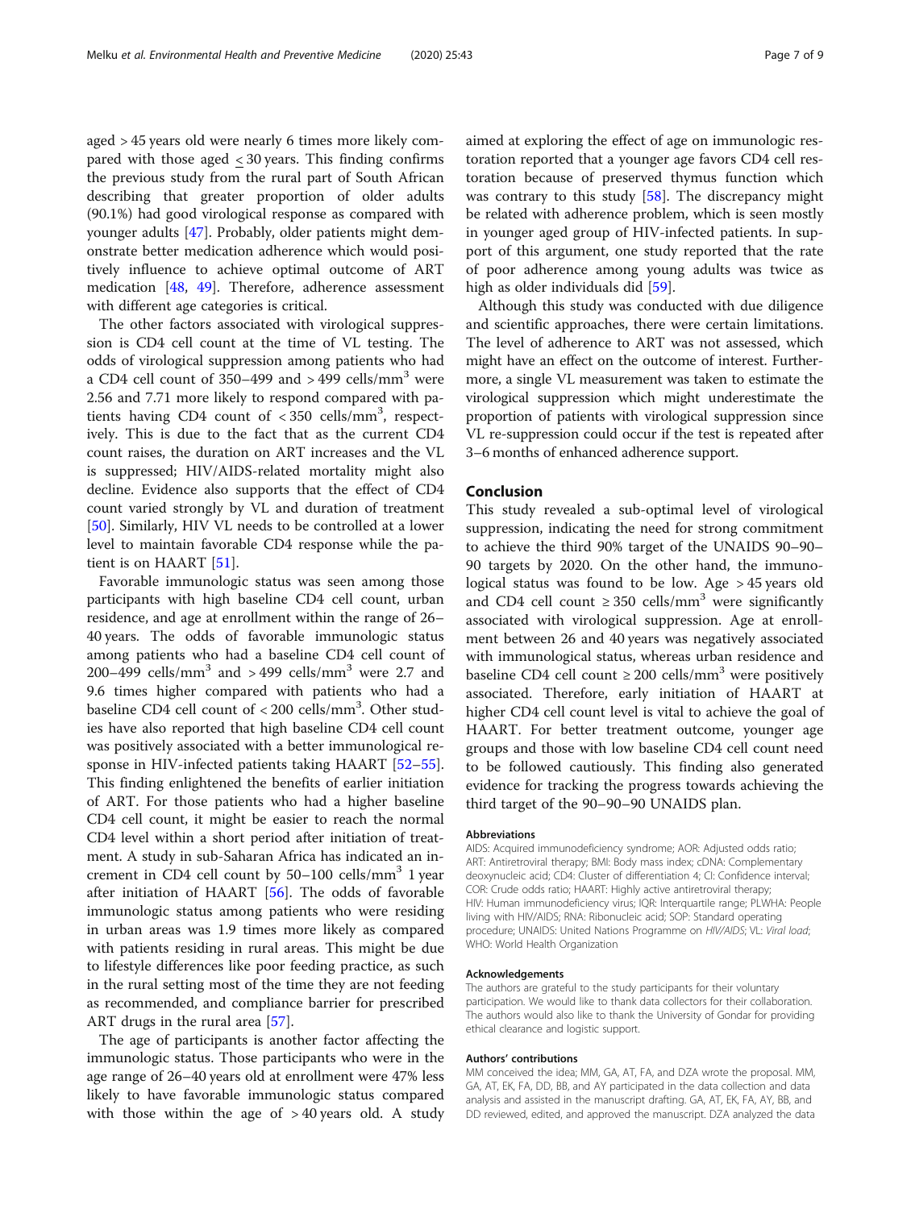aged > 45 years old were nearly 6 times more likely compared with those aged ≤ 30 years. This finding confirms the previous study from the rural part of South African describing that greater proportion of older adults (90.1%) had good virological response as compared with younger adults [47]. Probably, older patients might demonstrate better medication adherence which would positively influence to achieve optimal outcome of ART medication [48, 49]. Therefore, adherence assessment with different age categories is critical.

The other factors associated with virological suppression is CD4 cell count at the time of VL testing. The odds of virological suppression among patients who had a CD4 cell count of 350–499 and > 499 cells/mm$^3$ were 2.56 and 7.71 more likely to respond compared with patients having CD4 count of < 350 cells/mm$^3$, respectively. This is due to the fact that as the current CD4 count raises, the duration on ART increases and the VL is suppressed; HIV/AIDS-related mortality might also decline. Evidence also supports that the effect of CD4 count varied strongly by VL and duration of treatment [50]. Similarly, HIV VL needs to be controlled at a lower level to maintain favorable CD4 response while the patient is on HAART [51].

Favorable immunologic status was seen among those participants with high baseline CD4 cell count, urban residence, and age at enrollment within the range of 26–40 years. The odds of favorable immunologic status among patients who had a baseline CD4 cell count of 200–499 cells/mm$^3$ and > 499 cells/mm$^3$ were 2.7 and 9.6 times higher compared with patients who had a baseline CD4 cell count of < 200 cells/mm$^3$. Other studies have also reported that high baseline CD4 cell count was positively associated with a better immunological response in HIV-infected patients taking HAART [52–55]. This finding enlightened the benefits of earlier initiation of ART. For those patients who had a higher baseline CD4 cell count, it might be easier to reach the normal CD4 level within a short period after initiation of treatment. A study in sub-Saharan Africa has indicated an increment in CD4 cell count by 50–100 cells/mm$^3$ 1 year after initiation of HAART [56]. The odds of favorable immunologic status among patients who were residing in urban areas was 1.9 times more likely as compared with patients residing in rural areas. This might be due to lifestyle differences like poor feeding practice, as such in the rural setting most of the time they are not feeding as recommended, and compliance barrier for prescribed ART drugs in the rural area [57].

The age of participants is another factor affecting the immunologic status. Those participants who were in the age range of 26–40 years old at enrollment were 47% less likely to have favorable immunologic status compared with those within the age of > 40 years old. A study aimed at exploring the effect of age on immunologic restoration reported that a younger age favors CD4 cell restoration because of preserved thymus function which was contrary to this study [58]. The discrepancy might be related with adherence problem, which is seen mostly in younger aged group of HIV-infected patients. In support of this argument, one study reported that the rate of poor adherence among young adults was twice as high as older individuals did [59].

Although this study was conducted with due diligence and scientific approaches, there were certain limitations. The level of adherence to ART was not assessed, which might have an effect on the outcome of interest. Furthermore, a single VL measurement was taken to estimate the virological suppression which might underestimate the proportion of patients with virological suppression since VL re-suppression could occur if the test is repeated after 3–6 months of enhanced adherence support.

## Conclusion

This study revealed a sub-optimal level of virological suppression, indicating the need for strong commitment to achieve the third 90% target of the UNAIDS 90–90–90 targets by 2020. On the other hand, the immunological status was found to be low. Age > 45 years old and CD4 cell count ≥ 350 cells/mm$^3$ were significantly associated with virological suppression. Age at enrollment between 26 and 40 years was negatively associated with immunological status, whereas urban residence and baseline CD4 cell count ≥ 200 cells/mm$^3$ were positively associated. Therefore, early initiation of HAART at higher CD4 cell count level is vital to achieve the goal of HAART. For better treatment outcome, younger age groups and those with low baseline CD4 cell count need to be followed cautiously. This finding also generated evidence for tracking the progress towards achieving the third target of the 90–90–90 UNAIDS plan.

### Abbreviations

AIDS: Acquired immunodeficiency syndrome; AOR: Adjusted odds ratio; ART: Antiretroviral therapy; BMI: Body mass index; cDNA: Complementary deoxynucleic acid; CD4: Cluster of differentiation 4; CI: Confidence interval; COR: Crude odds ratio; HAART: Highly active antiretroviral therapy; HIV: Human immunodeficiency virus; IQR: Interquartile range; PLWHA: People living with HIV/AIDS; RNA: Ribonucleic acid; SOP: Standard operating procedure; UNAIDS: United Nations Programme on *HIV/AIDS*; VL: *Viral load*; WHO: World Health Organization

### Acknowledgements

The authors are grateful to the study participants for their voluntary participation. We would like to thank data collectors for their collaboration. The authors would also like to thank the University of Gondar for providing ethical clearance and logistic support.

### Authors' contributions

MM conceived the idea; MM, GA, AT, FA, and DZA wrote the proposal. MM, GA, AT, EK, FA, DD, BB, and AY participated in the data collection and data analysis and assisted in the manuscript drafting. GA, AT, EK, FA, AY, BB, and DD reviewed, edited, and approved the manuscript. DZA analyzed the data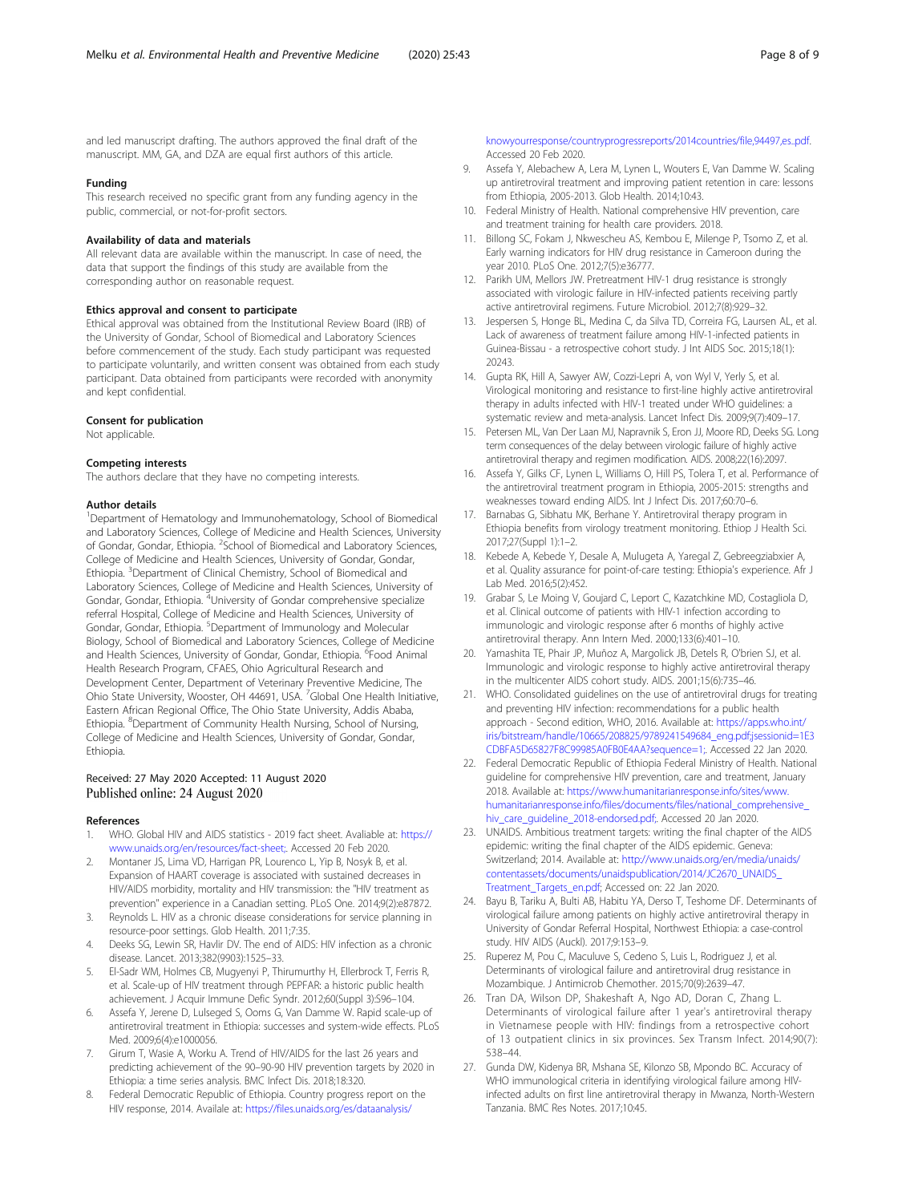and led manuscript drafting. The authors approved the final draft of the manuscript. MM, GA, and DZA are equal first authors of this article.

### Funding

This research received no specific grant from any funding agency in the public, commercial, or not-for-profit sectors.

### Availability of data and materials

All relevant data are available within the manuscript. In case of need, the data that support the findings of this study are available from the corresponding author on reasonable request.

### Ethics approval and consent to participate

Ethical approval was obtained from the Institutional Review Board (IRB) of the University of Gondar, School of Biomedical and Laboratory Sciences before commencement of the study. Each study participant was requested to participate voluntarily, and written consent was obtained from each study participant. Data obtained from participants were recorded with anonymity and kept confidential.

### Consent for publication

Not applicable.

### Competing interests

The authors declare that they have no competing interests.

### Author details

[1]Department of Hematology and Immunohematology, School of Biomedical and Laboratory Sciences, College of Medicine and Health Sciences, University of Gondar, Gondar, Ethiopia. [2]School of Biomedical and Laboratory Sciences, College of Medicine and Health Sciences, University of Gondar, Gondar, Ethiopia. [3]Department of Clinical Chemistry, School of Biomedical and Laboratory Sciences, College of Medicine and Health Sciences, University of Gondar, Gondar, Ethiopia. [4]University of Gondar comprehensive specialize referral Hospital, College of Medicine and Health Sciences, University of Gondar, Gondar, Ethiopia. [5]Department of Immunology and Molecular Biology, School of Biomedical and Laboratory Sciences, College of Medicine and Health Sciences, University of Gondar, Gondar, Ethiopia. [6]Food Animal Health Research Program, CFAES, Ohio Agricultural Research and Development Center, Department of Veterinary Preventive Medicine, The Ohio State University, Wooster, OH 44691, USA. [7]Global One Health Initiative, Eastern African Regional Office, The Ohio State University, Addis Ababa, Ethiopia. [8]Department of Community Health Nursing, School of Nursing, College of Medicine and Health Sciences, University of Gondar, Gondar, Ethiopia.

Received: 27 May 2020 Accepted: 11 August 2020
Published online: 24 August 2020

### References

1. WHO. Global HIV and AIDS statistics - 2019 fact sheet. Avaliable at: https://www.unaids.org/en/resources/fact-sheet;. Accessed 20 Feb 2020.
2. Montaner JS, Lima VD, Harrigan PR, Lourenco L, Yip B, Nosyk B, et al. Expansion of HAART coverage is associated with sustained decreases in HIV/AIDS morbidity, mortality and HIV transmission: the "HIV treatment as prevention" experience in a Canadian setting. PLoS One. 2014;9(2):e87872.
3. Reynolds L. HIV as a chronic disease considerations for service planning in resource-poor settings. Glob Health. 2011;7:35.
4. Deeks SG, Lewin SR, Havlir DV. The end of AIDS: HIV infection as a chronic disease. Lancet. 2013;382(9903):1525–33.
5. El-Sadr WM, Holmes CB, Mugyenyi P, Thirumurthy H, Ellerbrock T, Ferris R, et al. Scale-up of HIV treatment through PEPFAR: a historic public health achievement. J Acquir Immune Defic Syndr. 2012;60(Suppl 3):S96–104.
6. Assefa Y, Jerene D, Lulseged S, Ooms G, Van Damme W. Rapid scale-up of antiretroviral treatment in Ethiopia: successes and system-wide effects. PLoS Med. 2009;6(4):e1000056.
7. Girum T, Wasie A, Worku A. Trend of HIV/AIDS for the last 26 years and predicting achievement of the 90–90-90 HIV prevention targets by 2020 in Ethiopia: a time series analysis. BMC Infect Dis. 2018;18:320.
8. Federal Democratic Republic of Ethiopia. Country progress report on the HIV response, 2014. Availale at: https://files.unaids.org/es/dataanalysis/knowyourresponse/countryprogressreports/2014countries/file,94497,es..pdf. Accessed 20 Feb 2020.
9. Assefa Y, Alebachew A, Lera M, Lynen L, Wouters E, Van Damme W. Scaling up antiretroviral treatment and improving patient retention in care: lessons from Ethiopia, 2005-2013. Glob Health. 2014;10:43.
10. Federal Ministry of Health. National comprehensive HIV prevention, care and treatment training for health care providers. 2018.
11. Billong SC, Fokam J, Nkwescheu AS, Kembou E, Milenge P, Tsomo Z, et al. Early warning indicators for HIV drug resistance in Cameroon during the year 2010. PLoS One. 2012;7(5):e36777.
12. Parikh UM, Mellors JW. Pretreatment HIV-1 drug resistance is strongly associated with virologic failure in HIV-infected patients receiving partly active antiretroviral regimens. Future Microbiol. 2012;7(8):929–32.
13. Jespersen S, Honge BL, Medina C, da Silva TD, Correira FG, Laursen AL, et al. Lack of awareness of treatment failure among HIV-1-infected patients in Guinea-Bissau - a retrospective cohort study. J Int AIDS Soc. 2015;18(1):20243.
14. Gupta RK, Hill A, Sawyer AW, Cozzi-Lepri A, von Wyl V, Yerly S, et al. Virological monitoring and resistance to first-line highly active antiretroviral therapy in adults infected with HIV-1 treated under WHO guidelines: a systematic review and meta-analysis. Lancet Infect Dis. 2009;9(7):409–17.
15. Petersen ML, Van Der Laan MJ, Napravnik S, Eron JJ, Moore RD, Deeks SG. Long term consequences of the delay between virologic failure of highly active antiretroviral therapy and regimen modification. AIDS. 2008;22(16):2097.
16. Assefa Y, Gilks CF, Lynen L, Williams O, Hill PS, Tolera T, et al. Performance of the antiretroviral treatment program in Ethiopia, 2005-2015: strengths and weaknesses toward ending AIDS. Int J Infect Dis. 2017;60:70–6.
17. Barnabas G, Sibhatu MK, Berhane Y. Antiretroviral therapy program in Ethiopia benefits from virology treatment monitoring. Ethiop J Health Sci. 2017;27(Suppl 1):1–2.
18. Kebede A, Kebede Y, Desale A, Mulugeta A, Yaregal Z, Gebreegziabxier A, et al. Quality assurance for point-of-care testing: Ethiopia's experience. Afr J Lab Med. 2016;5(2):452.
19. Grabar S, Le Moing V, Goujard C, Leport C, Kazatchkine MD, Costagliola D, et al. Clinical outcome of patients with HIV-1 infection according to immunologic and virologic response after 6 months of highly active antiretroviral therapy. Ann Intern Med. 2000;133(6):401–10.
20. Yamashita TE, Phair JP, Muñoz A, Margolick JB, Detels R, O'brien SJ, et al. Immunologic and virologic response to highly active antiretroviral therapy in the multicenter AIDS cohort study. AIDS. 2001;15(6):735–46.
21. WHO. Consolidated guidelines on the use of antiretroviral drugs for treating and preventing HIV infection: recommendations for a public health approach - Second edition, WHO, 2016. Available at: https://apps.who.int/iris/bitstream/handle/10665/208825/9789241549684_eng.pdf;jsessionid=1E3CDBFA5D65827F8C99985A0FB0E4AA?sequence=1;. Accessed 22 Jan 2020.
22. Federal Democratic Republic of Ethiopia Federal Ministry of Health. National guideline for comprehensive HIV prevention, care and treatment, January 2018. Available at: https://www.humanitarianresponse.info/sites/www.humanitarianresponse.info/files/documents/files/national_comprehensive_hiv_care_guideline_2018-endorsed.pdf;. Accessed 20 Jan 2020.
23. UNAIDS. Ambitious treatment targets: writing the final chapter of the AIDS epidemic: writing the final chapter of the AIDS epidemic. Geneva: Switzerland; 2014. Available at: http://www.unaids.org/en/media/unaids/contentassets/documents/unaidspublication/2014/JC2670_UNAIDS_Treatment_Targets_en.pdf; Accessed on: 22 Jan 2020.
24. Bayu B, Tariku A, Bulti AB, Habitu YA, Derso T, Teshome DF. Determinants of virological failure among patients on highly active antiretroviral therapy in University of Gondar Referral Hospital, Northwest Ethiopia: a case-control study. HIV AIDS (Auckl). 2017;9:153–9.
25. Ruperez M, Pou C, Maculuve S, Cedeno S, Luis L, Rodriguez J, et al. Determinants of virological failure and antiretroviral drug resistance in Mozambique. J Antimicrob Chemother. 2015;70(9):2639–47.
26. Tran DA, Wilson DP, Shakeshaft A, Ngo AD, Doran C, Zhang L. Determinants of virological failure after 1 year's antiretroviral therapy in Vietnamese people with HIV: findings from a retrospective cohort of 13 outpatient clinics in six provinces. Sex Transm Infect. 2014;90(7):538–44.
27. Gunda DW, Kidenya BR, Mshana SE, Kilonzo SB, Mpondo BC. Accuracy of WHO immunological criteria in identifying virological failure among HIV-infected adults on first line antiretroviral therapy in Mwanza, North-Western Tanzania. BMC Res Notes. 2017;10:45.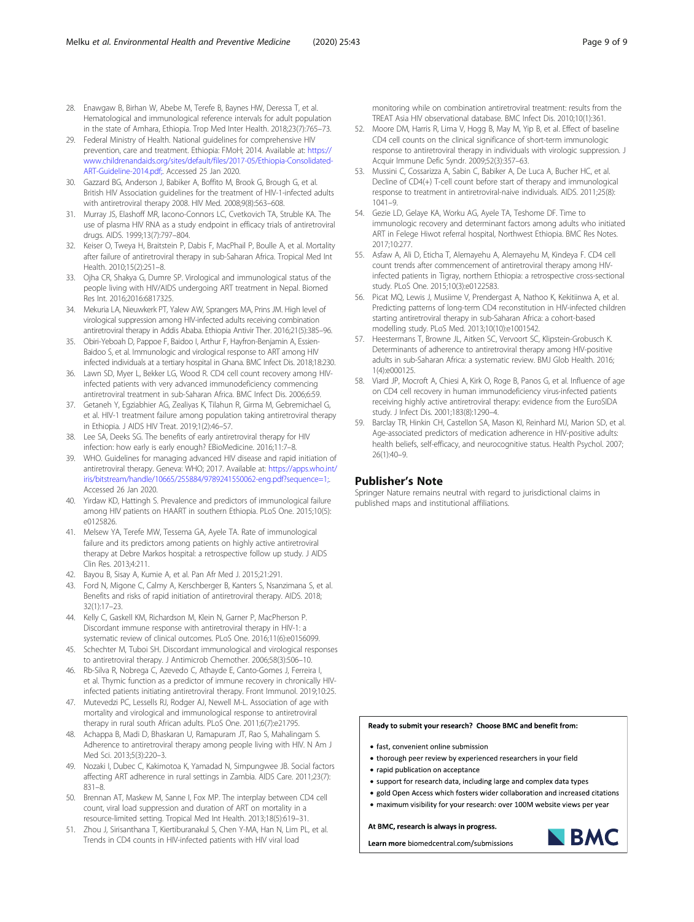28. Enawgaw B, Birhan W, Abebe M, Terefe B, Baynes HW, Deressa T, et al. Hematological and immunological reference intervals for adult population in the state of Amhara, Ethiopia. Trop Med Inter Health. 2018;23(7):765–73.
29. Federal Ministry of Health. National guidelines for comprehensive HIV prevention, care and treatment. Ethiopia: FMoH; 2014. Available at: https://www.childrenandaids.org/sites/default/files/2017-05/Ethiopia-Consolidated-ART-Guideline-2014.pdf;. Accessed 25 Jan 2020.
30. Gazzard BG, Anderson J, Babiker A, Boffito M, Brook G, Brough G, et al. British HIV Association guidelines for the treatment of HIV-1-infected adults with antiretroviral therapy 2008. HIV Med. 2008;9(8):563–608.
31. Murray JS, Elashoff MR, Iacono-Connors LC, Cvetkovich TA, Struble KA. The use of plasma HIV RNA as a study endpoint in efficacy trials of antiretroviral drugs. AIDS. 1999;13(7):797–804.
32. Keiser O, Tweya H, Braitstein P, Dabis F, MacPhail P, Boulle A, et al. Mortality after failure of antiretroviral therapy in sub-Saharan Africa. Tropical Med Int Health. 2010;15(2):251–8.
33. Ojha CR, Shakya G, Dumre SP. Virological and immunological status of the people living with HIV/AIDS undergoing ART treatment in Nepal. Biomed Res Int. 2016;2016:6817325.
34. Mekuria LA, Nieuwkerk PT, Yalew AW, Sprangers MA, Prins JM. High level of virological suppression among HIV-infected adults receiving combination antiretroviral therapy in Addis Ababa. Ethiopia Antivir Ther. 2016;21(5):385–96.
35. Obiri-Yeboah D, Pappoe F, Baidoo I, Arthur F, Hayfron-Benjamin A, Essien-Baidoo S, et al. Immunologic and virological response to ART among HIV infected individuals at a tertiary hospital in Ghana. BMC Infect Dis. 2018;18:230.
36. Lawn SD, Myer L, Bekker LG, Wood R. CD4 cell count recovery among HIV-infected patients with very advanced immunodeficiency commencing antiretroviral treatment in sub-Saharan Africa. BMC Infect Dis. 2006;6:59.
37. Getaneh Y, Egziabhier AG, Zealiyas K, Tilahun R, Girma M, Gebremichael G, et al. HIV-1 treatment failure among population taking antiretroviral therapy in Ethiopia. J AIDS HIV Treat. 2019;1(2):46–57.
38. Lee SA, Deeks SG. The benefits of early antiretroviral therapy for HIV infection: how early is early enough? EBioMedicine. 2016;11:7–8.
39. WHO. Guidelines for managing advanced HIV disease and rapid initiation of antiretroviral therapy. Geneva: WHO; 2017. Available at: https://apps.who.int/iris/bitstream/handle/10665/255884/9789241550062-eng.pdf?sequence=1;. Accessed 26 Jan 2020.
40. Yirdaw KD, Hattingh S. Prevalence and predictors of immunological failure among HIV patients on HAART in southern Ethiopia. PLoS One. 2015;10(5):e0125826.
41. Melsew YA, Terefe MW, Tessema GA, Ayele TA. Rate of immunological failure and its predictors among patients on highly active antiretroviral therapy at Debre Markos hospital: a retrospective follow up study. J AIDS Clin Res. 2013;4:211.
42. Bayou B, Sisay A, Kumie A, et al. Pan Afr Med J. 2015;21:291.
43. Ford N, Migone C, Calmy A, Kerschberger B, Kanters S, Nsanzimana S, et al. Benefits and risks of rapid initiation of antiretroviral therapy. AIDS. 2018;32(1):17–23.
44. Kelly C, Gaskell KM, Richardson M, Klein N, Garner P, MacPherson P. Discordant immune response with antiretroviral therapy in HIV-1: a systematic review of clinical outcomes. PLoS One. 2016;11(6):e0156099.
45. Schechter M, Tuboi SH. Discordant immunological and virological responses to antiretroviral therapy. J Antimicrob Chemother. 2006;58(3):506–10.
46. Rb-Silva R, Nobrega C, Azevedo C, Athayde E, Canto-Gomes J, Ferreira I, et al. Thymic function as a predictor of immune recovery in chronically HIV-infected patients initiating antiretroviral therapy. Front Immunol. 2019;10:25.
47. Mutevedzi PC, Lessells RJ, Rodger AJ, Newell M-L. Association of age with mortality and virological and immunological response to antiretroviral therapy in rural south African adults. PLoS One. 2011;6(7):e21795.
48. Achappa B, Madi D, Bhaskaran U, Ramapuram JT, Rao S, Mahalingam S. Adherence to antiretroviral therapy among people living with HIV. N Am J Med Sci. 2013;5(3):220–3.
49. Nozaki I, Dubec C, Kakimotoa K, Yamadad N, Simpungwee JB. Social factors affecting ART adherence in rural settings in Zambia. AIDS Care. 2011;23(7):831–8.
50. Brennan AT, Maskew M, Sanne I, Fox MP. The interplay between CD4 cell count, viral load suppression and duration of ART on mortality in a resource-limited setting. Tropical Med Int Health. 2013;18(5):619–31.
51. Zhou J, Sirisanthana T, Kiertiburanakul S, Chen Y-MA, Han N, Lim PL, et al. Trends in CD4 counts in HIV-infected patients with HIV viral load monitoring while on combination antiretroviral treatment: results from the TREAT Asia HIV observational database. BMC Infect Dis. 2010;10(1):361.
52. Moore DM, Harris R, Lima V, Hogg B, May M, Yip B, et al. Effect of baseline CD4 cell counts on the clinical significance of short-term immunologic response to antiretroviral therapy in individuals with virologic suppression. J Acquir Immune Defic Syndr. 2009;52(3):357–63.
53. Mussini C, Cossarizza A, Sabin C, Babiker A, De Luca A, Bucher HC, et al. Decline of CD4(+) T-cell count before start of therapy and immunological response to treatment in antiretroviral-naive individuals. AIDS. 2011;25(8):1041–9.
54. Gezie LD, Gelaye KA, Worku AG, Ayele TA, Teshome DF. Time to immunologic recovery and determinant factors among adults who initiated ART in Felege Hiwot referral hospital, Northwest Ethiopia. BMC Res Notes. 2017;10:277.
55. Asfaw A, Ali D, Eticha T, Alemayehu A, Alemayehu M, Kindeya F. CD4 cell count trends after commencement of antiretroviral therapy among HIV-infected patients in Tigray, northern Ethiopia: a retrospective cross-sectional study. PLoS One. 2015;10(3):e0122583.
56. Picat MQ, Lewis J, Musiime V, Prendergast A, Nathoo K, Kekitiinwa A, et al. Predicting patterns of long-term CD4 reconstitution in HIV-infected children starting antiretroviral therapy in sub-Saharan Africa: a cohort-based modelling study. PLoS Med. 2013;10(10):e1001542.
57. Heestermans T, Browne JL, Aitken SC, Vervoort SC, Klipstein-Grobusch K. Determinants of adherence to antiretroviral therapy among HIV-positive adults in sub-Saharan Africa: a systematic review. BMJ Glob Health. 2016;1(4):e000125.
58. Viard JP, Mocroft A, Chiesi A, Kirk O, Roge B, Panos G, et al. Influence of age on CD4 cell recovery in human immunodeficiency virus-infected patients receiving highly active antiretroviral therapy: evidence from the EuroSIDA study. J Infect Dis. 2001;183(8):1290–4.
59. Barclay TR, Hinkin CH, Castellon SA, Mason KI, Reinhard MJ, Marion SD, et al. Age-associated predictors of medication adherence in HIV-positive adults: health beliefs, self-efficacy, and neurocognitive status. Health Psychol. 2007;26(1):40–9.

## Publisher's Note

Springer Nature remains neutral with regard to jurisdictional claims in published maps and institutional affiliations.

**Ready to submit your research? Choose BMC and benefit from:**

- fast, convenient online submission
- thorough peer review by experienced researchers in your field
- rapid publication on acceptance
- support for research data, including large and complex data types
- gold Open Access which fosters wider collaboration and increased citations
- maximum visibility for your research: over 100M website views per year

**At BMC, research is always in progress.**

**Learn more** biomedcentral.com/submissions

BMC